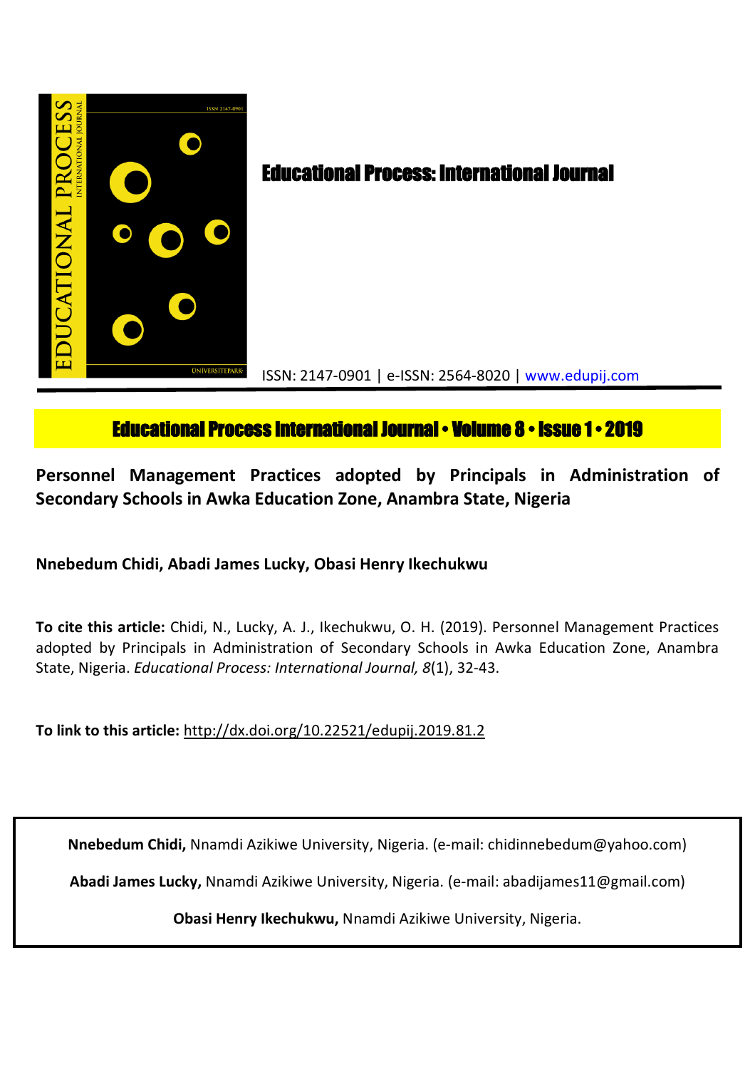# Educational Process: International Journal

ISSN: 2147-0901 | e-ISSN: 2564-8020 | www.edupij.com

**Educational Process International Journal • Volume 8 • Issue 1 • 2019**

## Personnel Management Practices adopted by Principals in Administration of Secondary Schools in Awka Education Zone, Anambra State, Nigeria

**Nnebedum Chidi, Abadi James Lucky, Obasi Henry Ikechukwu**

**To cite this article:** Chidi, N., Lucky, A. J., Ikechukwu, O. H. (2019). Personnel Management Practices adopted by Principals in Administration of Secondary Schools in Awka Education Zone, Anambra State, Nigeria. *Educational Process: International Journal, 8*(1), 32-43.

**To link to this article:** http://dx.doi.org/10.22521/edupij.2019.81.2

**Nnebedum Chidi,** Nnamdi Azikiwe University, Nigeria. (e-mail: chidinnebedum@yahoo.com)

**Abadi James Lucky,** Nnamdi Azikiwe University, Nigeria. (e-mail: abadijames11@gmail.com)

**Obasi Henry Ikechukwu,** Nnamdi Azikiwe University, Nigeria.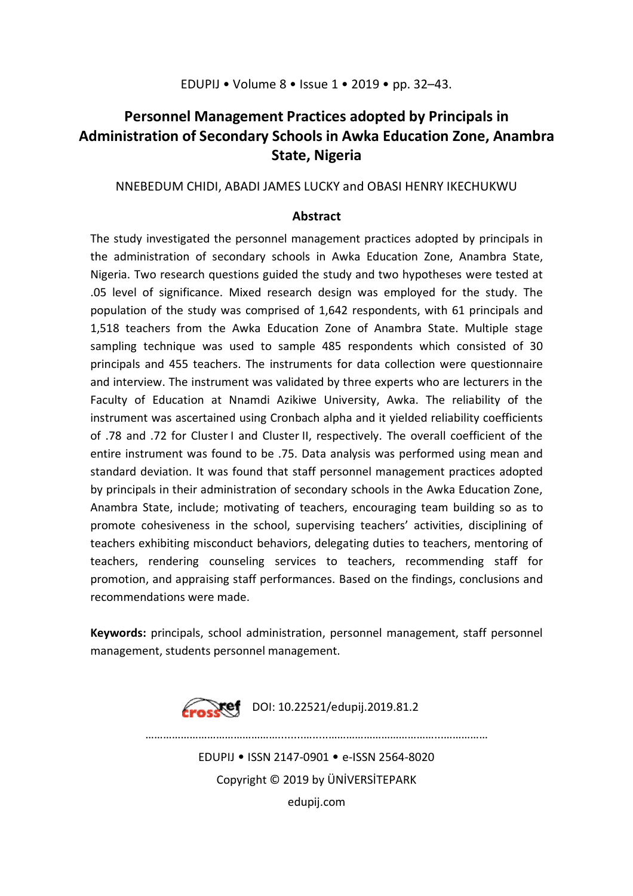# Personnel Management Practices adopted by Principals in Administration of Secondary Schools in Awka Education Zone, Anambra State, Nigeria

NNEBEDUM CHIDI, ABADI JAMES LUCKY and OBASI HENRY IKECHUKWU

## Abstract

The study investigated the personnel management practices adopted by principals in the administration of secondary schools in Awka Education Zone, Anambra State, Nigeria. Two research questions guided the study and two hypotheses were tested at .05 level of significance. Mixed research design was employed for the study. The population of the study was comprised of 1,642 respondents, with 61 principals and 1,518 teachers from the Awka Education Zone of Anambra State. Multiple stage sampling technique was used to sample 485 respondents which consisted of 30 principals and 455 teachers. The instruments for data collection were questionnaire and interview. The instrument was validated by three experts who are lecturers in the Faculty of Education at Nnamdi Azikiwe University, Awka. The reliability of the instrument was ascertained using Cronbach alpha and it yielded reliability coefficients of .78 and .72 for Cluster I and Cluster II, respectively. The overall coefficient of the entire instrument was found to be .75. Data analysis was performed using mean and standard deviation. It was found that staff personnel management practices adopted by principals in their administration of secondary schools in the Awka Education Zone, Anambra State, include; motivating of teachers, encouraging team building so as to promote cohesiveness in the school, supervising teachers' activities, disciplining of teachers exhibiting misconduct behaviors, delegating duties to teachers, mentoring of teachers, rendering counseling services to teachers, recommending staff for promotion, and appraising staff performances. Based on the findings, conclusions and recommendations were made.

**Keywords:** principals, school administration, personnel management, staff personnel management, students personnel management.

DOI: 10.22521/edupij.2019.81.2

EDUPIJ • ISSN 2147-0901 • e-ISSN 2564-8020

Copyright © 2019 by ÜNİVERSİTEPARK

edupij.com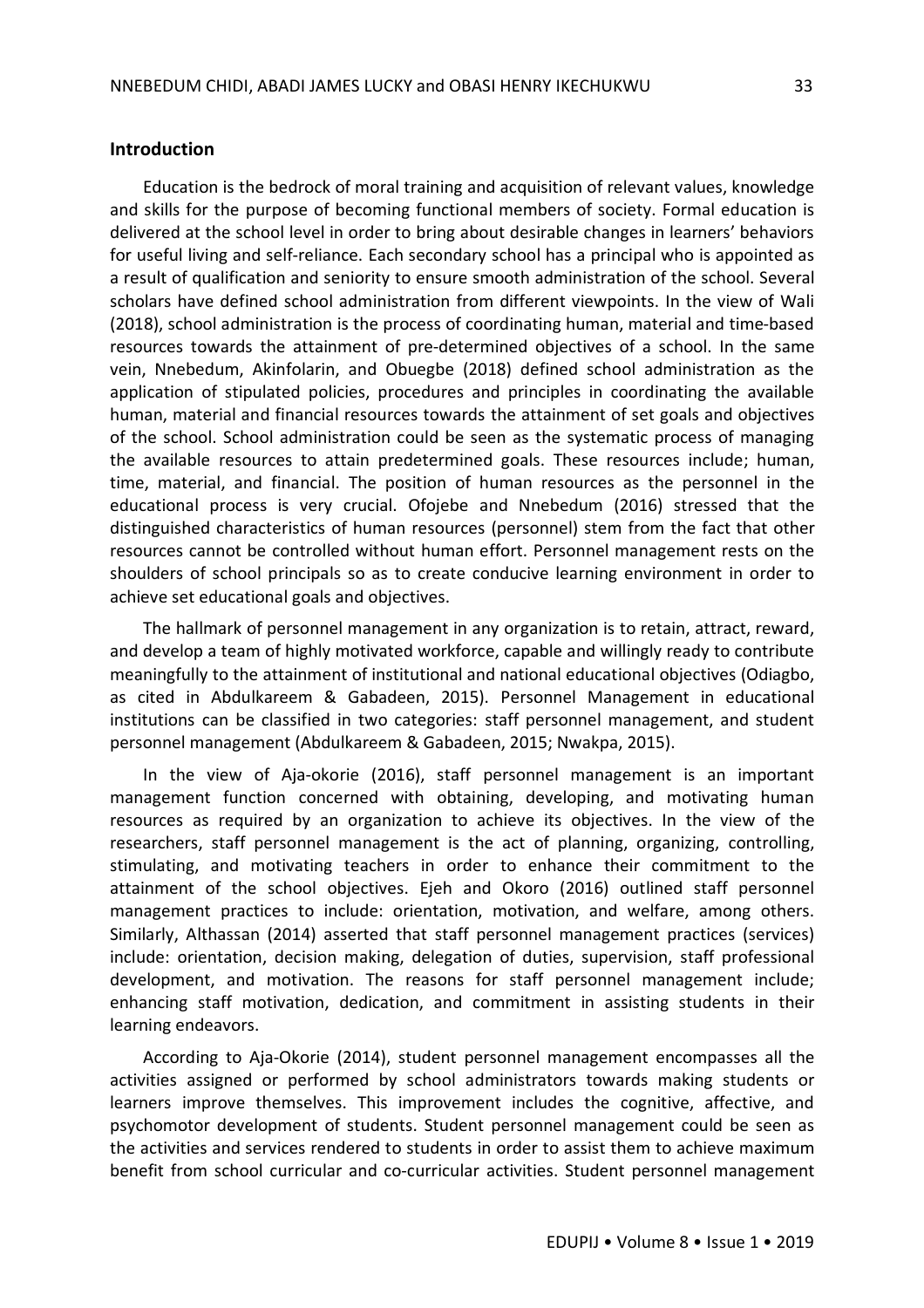## Introduction

Education is the bedrock of moral training and acquisition of relevant values, knowledge and skills for the purpose of becoming functional members of society. Formal education is delivered at the school level in order to bring about desirable changes in learners' behaviors for useful living and self-reliance. Each secondary school has a principal who is appointed as a result of qualification and seniority to ensure smooth administration of the school. Several scholars have defined school administration from different viewpoints. In the view of Wali (2018), school administration is the process of coordinating human, material and time-based resources towards the attainment of pre-determined objectives of a school. In the same vein, Nnebedum, Akinfolarin, and Obuegbe (2018) defined school administration as the application of stipulated policies, procedures and principles in coordinating the available human, material and financial resources towards the attainment of set goals and objectives of the school. School administration could be seen as the systematic process of managing the available resources to attain predetermined goals. These resources include; human, time, material, and financial. The position of human resources as the personnel in the educational process is very crucial. Ofojebe and Nnebedum (2016) stressed that the distinguished characteristics of human resources (personnel) stem from the fact that other resources cannot be controlled without human effort. Personnel management rests on the shoulders of school principals so as to create conducive learning environment in order to achieve set educational goals and objectives.

The hallmark of personnel management in any organization is to retain, attract, reward, and develop a team of highly motivated workforce, capable and willingly ready to contribute meaningfully to the attainment of institutional and national educational objectives (Odiagbo, as cited in Abdulkareem & Gabadeen, 2015). Personnel Management in educational institutions can be classified in two categories: staff personnel management, and student personnel management (Abdulkareem & Gabadeen, 2015; Nwakpa, 2015).

In the view of Aja-okorie (2016), staff personnel management is an important management function concerned with obtaining, developing, and motivating human resources as required by an organization to achieve its objectives. In the view of the researchers, staff personnel management is the act of planning, organizing, controlling, stimulating, and motivating teachers in order to enhance their commitment to the attainment of the school objectives. Ejeh and Okoro (2016) outlined staff personnel management practices to include: orientation, motivation, and welfare, among others. Similarly, Althassan (2014) asserted that staff personnel management practices (services) include: orientation, decision making, delegation of duties, supervision, staff professional development, and motivation. The reasons for staff personnel management include; enhancing staff motivation, dedication, and commitment in assisting students in their learning endeavors.

According to Aja-Okorie (2014), student personnel management encompasses all the activities assigned or performed by school administrators towards making students or learners improve themselves. This improvement includes the cognitive, affective, and psychomotor development of students. Student personnel management could be seen as the activities and services rendered to students in order to assist them to achieve maximum benefit from school curricular and co-curricular activities. Student personnel management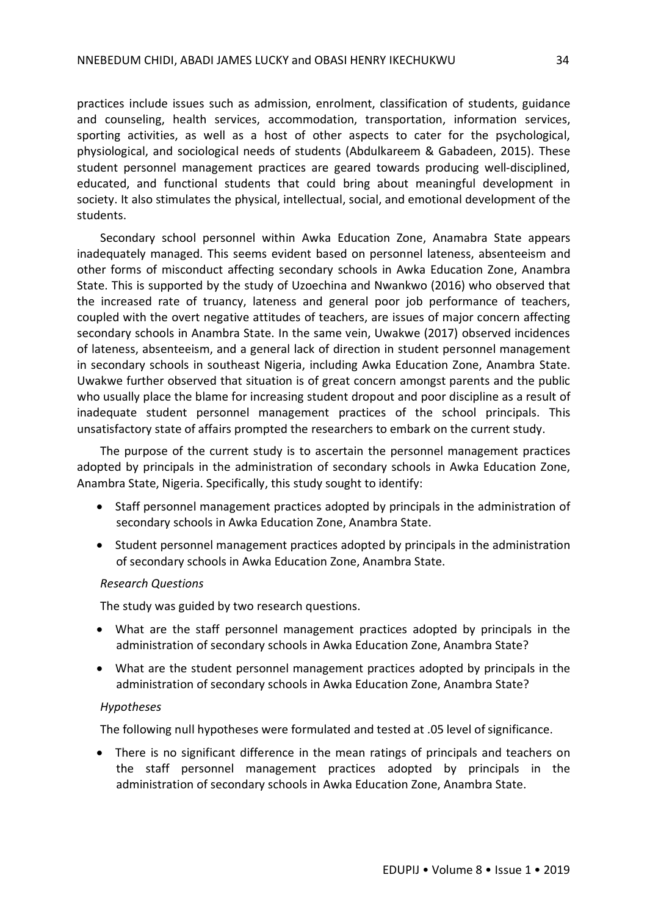practices include issues such as admission, enrolment, classification of students, guidance and counseling, health services, accommodation, transportation, information services, sporting activities, as well as a host of other aspects to cater for the psychological, physiological, and sociological needs of students (Abdulkareem & Gabadeen, 2015). These student personnel management practices are geared towards producing well-disciplined, educated, and functional students that could bring about meaningful development in society. It also stimulates the physical, intellectual, social, and emotional development of the students.

Secondary school personnel within Awka Education Zone, Anamabra State appears inadequately managed. This seems evident based on personnel lateness, absenteeism and other forms of misconduct affecting secondary schools in Awka Education Zone, Anambra State. This is supported by the study of Uzoechina and Nwankwo (2016) who observed that the increased rate of truancy, lateness and general poor job performance of teachers, coupled with the overt negative attitudes of teachers, are issues of major concern affecting secondary schools in Anambra State. In the same vein, Uwakwe (2017) observed incidences of lateness, absenteeism, and a general lack of direction in student personnel management in secondary schools in southeast Nigeria, including Awka Education Zone, Anambra State. Uwakwe further observed that situation is of great concern amongst parents and the public who usually place the blame for increasing student dropout and poor discipline as a result of inadequate student personnel management practices of the school principals. This unsatisfactory state of affairs prompted the researchers to embark on the current study.

The purpose of the current study is to ascertain the personnel management practices adopted by principals in the administration of secondary schools in Awka Education Zone, Anambra State, Nigeria. Specifically, this study sought to identify:

- Staff personnel management practices adopted by principals in the administration of secondary schools in Awka Education Zone, Anambra State.
- Student personnel management practices adopted by principals in the administration of secondary schools in Awka Education Zone, Anambra State.

*Research Questions*

The study was guided by two research questions.

- What are the staff personnel management practices adopted by principals in the administration of secondary schools in Awka Education Zone, Anambra State?
- What are the student personnel management practices adopted by principals in the administration of secondary schools in Awka Education Zone, Anambra State?

*Hypotheses*

The following null hypotheses were formulated and tested at .05 level of significance.

- There is no significant difference in the mean ratings of principals and teachers on the staff personnel management practices adopted by principals in the administration of secondary schools in Awka Education Zone, Anambra State.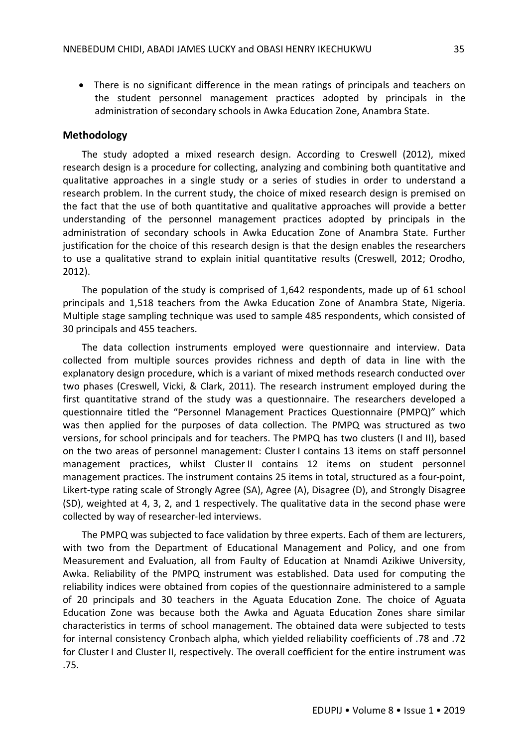- There is no significant difference in the mean ratings of principals and teachers on the student personnel management practices adopted by principals in the administration of secondary schools in Awka Education Zone, Anambra State.

## Methodology

The study adopted a mixed research design. According to Creswell (2012), mixed research design is a procedure for collecting, analyzing and combining both quantitative and qualitative approaches in a single study or a series of studies in order to understand a research problem. In the current study, the choice of mixed research design is premised on the fact that the use of both quantitative and qualitative approaches will provide a better understanding of the personnel management practices adopted by principals in the administration of secondary schools in Awka Education Zone of Anambra State. Further justification for the choice of this research design is that the design enables the researchers to use a qualitative strand to explain initial quantitative results (Creswell, 2012; Orodho, 2012).

The population of the study is comprised of 1,642 respondents, made up of 61 school principals and 1,518 teachers from the Awka Education Zone of Anambra State, Nigeria. Multiple stage sampling technique was used to sample 485 respondents, which consisted of 30 principals and 455 teachers.

The data collection instruments employed were questionnaire and interview. Data collected from multiple sources provides richness and depth of data in line with the explanatory design procedure, which is a variant of mixed methods research conducted over two phases (Creswell, Vicki, & Clark, 2011). The research instrument employed during the first quantitative strand of the study was a questionnaire. The researchers developed a questionnaire titled the "Personnel Management Practices Questionnaire (PMPQ)" which was then applied for the purposes of data collection. The PMPQ was structured as two versions, for school principals and for teachers. The PMPQ has two clusters (I and II), based on the two areas of personnel management: Cluster I contains 13 items on staff personnel management practices, whilst Cluster II contains 12 items on student personnel management practices. The instrument contains 25 items in total, structured as a four-point, Likert-type rating scale of Strongly Agree (SA), Agree (A), Disagree (D), and Strongly Disagree (SD), weighted at 4, 3, 2, and 1 respectively. The qualitative data in the second phase were collected by way of researcher-led interviews.

The PMPQ was subjected to face validation by three experts. Each of them are lecturers, with two from the Department of Educational Management and Policy, and one from Measurement and Evaluation, all from Faculty of Education at Nnamdi Azikiwe University, Awka. Reliability of the PMPQ instrument was established. Data used for computing the reliability indices were obtained from copies of the questionnaire administered to a sample of 20 principals and 30 teachers in the Aguata Education Zone. The choice of Aguata Education Zone was because both the Awka and Aguata Education Zones share similar characteristics in terms of school management. The obtained data were subjected to tests for internal consistency Cronbach alpha, which yielded reliability coefficients of .78 and .72 for Cluster I and Cluster II, respectively. The overall coefficient for the entire instrument was .75.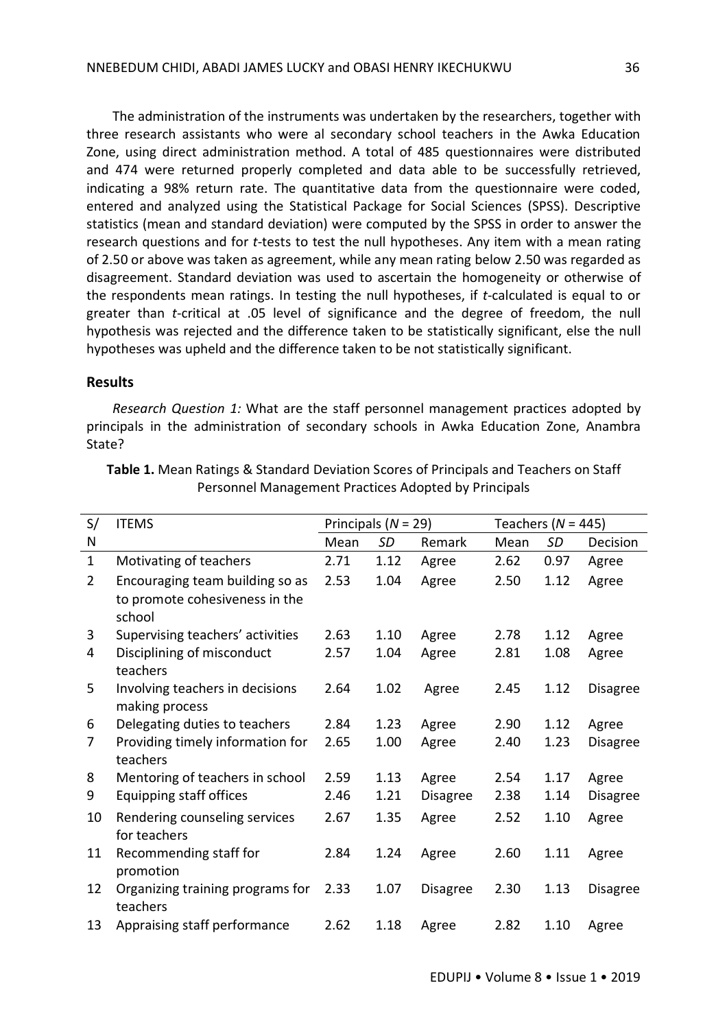The administration of the instruments was undertaken by the researchers, together with three research assistants who were al secondary school teachers in the Awka Education Zone, using direct administration method. A total of 485 questionnaires were distributed and 474 were returned properly completed and data able to be successfully retrieved, indicating a 98% return rate. The quantitative data from the questionnaire were coded, entered and analyzed using the Statistical Package for Social Sciences (SPSS). Descriptive statistics (mean and standard deviation) were computed by the SPSS in order to answer the research questions and for *t*-tests to test the null hypotheses. Any item with a mean rating of 2.50 or above was taken as agreement, while any mean rating below 2.50 was regarded as disagreement. Standard deviation was used to ascertain the homogeneity or otherwise of the respondents mean ratings. In testing the null hypotheses, if *t*-calculated is equal to or greater than *t*-critical at .05 level of significance and the degree of freedom, the null hypothesis was rejected and the difference taken to be statistically significant, else the null hypotheses was upheld and the difference taken to be not statistically significant.

## Results

*Research Question 1:* What are the staff personnel management practices adopted by principals in the administration of secondary schools in Awka Education Zone, Anambra State?

**Table 1.** Mean Ratings & Standard Deviation Scores of Principals and Teachers on Staff Personnel Management Practices Adopted by Principals

| S/N | ITEMS | Principals ($N$ = 29) | | | Teachers ($N$ = 445) | | |
|---|---|---|---|---|---|---|---|
| | | Mean | *SD* | Remark | Mean | *SD* | Decision |
| 1 | Motivating of teachers | 2.71 | 1.12 | Agree | 2.62 | 0.97 | Agree |
| 2 | Encouraging team building so as to promote cohesiveness in the school | 2.53 | 1.04 | Agree | 2.50 | 1.12 | Agree |
| 3 | Supervising teachers' activities | 2.63 | 1.10 | Agree | 2.78 | 1.12 | Agree |
| 4 | Disciplining of misconduct teachers | 2.57 | 1.04 | Agree | 2.81 | 1.08 | Agree |
| 5 | Involving teachers in decisions making process | 2.64 | 1.02 | Agree | 2.45 | 1.12 | Disagree |
| 6 | Delegating duties to teachers | 2.84 | 1.23 | Agree | 2.90 | 1.12 | Agree |
| 7 | Providing timely information for teachers | 2.65 | 1.00 | Agree | 2.40 | 1.23 | Disagree |
| 8 | Mentoring of teachers in school | 2.59 | 1.13 | Agree | 2.54 | 1.17 | Agree |
| 9 | Equipping staff offices | 2.46 | 1.21 | Disagree | 2.38 | 1.14 | Disagree |
| 10 | Rendering counseling services for teachers | 2.67 | 1.35 | Agree | 2.52 | 1.10 | Agree |
| 11 | Recommending staff for promotion | 2.84 | 1.24 | Agree | 2.60 | 1.11 | Agree |
| 12 | Organizing training programs for teachers | 2.33 | 1.07 | Disagree | 2.30 | 1.13 | Disagree |
| 13 | Appraising staff performance | 2.62 | 1.18 | Agree | 2.82 | 1.10 | Agree |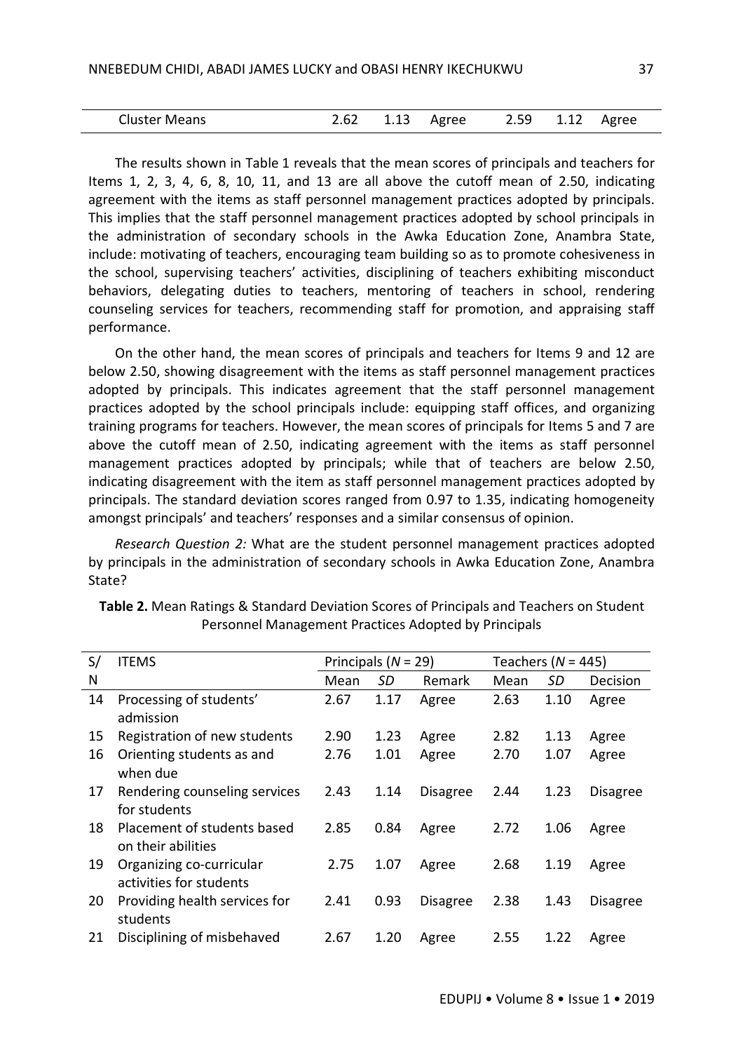| Cluster Means | 2.62 | 1.13 | Agree | 2.59 | 1.12 | Agree |
|---|---|---|---|---|---|---|

The results shown in Table 1 reveals that the mean scores of principals and teachers for Items 1, 2, 3, 4, 6, 8, 10, 11, and 13 are all above the cutoff mean of 2.50, indicating agreement with the items as staff personnel management practices adopted by principals. This implies that the staff personnel management practices adopted by school principals in the administration of secondary schools in the Awka Education Zone, Anambra State, include: motivating of teachers, encouraging team building so as to promote cohesiveness in the school, supervising teachers' activities, disciplining of teachers exhibiting misconduct behaviors, delegating duties to teachers, mentoring of teachers in school, rendering counseling services for teachers, recommending staff for promotion, and appraising staff performance.

On the other hand, the mean scores of principals and teachers for Items 9 and 12 are below 2.50, showing disagreement with the items as staff personnel management practices adopted by principals. This indicates agreement that the staff personnel management practices adopted by the school principals include: equipping staff offices, and organizing training programs for teachers. However, the mean scores of principals for Items 5 and 7 are above the cutoff mean of 2.50, indicating agreement with the items as staff personnel management practices adopted by principals; while that of teachers are below 2.50, indicating disagreement with the item as staff personnel management practices adopted by principals. The standard deviation scores ranged from 0.97 to 1.35, indicating homogeneity amongst principals' and teachers' responses and a similar consensus of opinion.

*Research Question 2:* What are the student personnel management practices adopted by principals in the administration of secondary schools in Awka Education Zone, Anambra State?

**Table 2.** Mean Ratings & Standard Deviation Scores of Principals and Teachers on Student Personnel Management Practices Adopted by Principals

| S/N | ITEMS | Principals (*N* = 29) | | | Teachers (*N* = 445) | | |
|---|---|---|---|---|---|---|---|
| | | Mean | *SD* | Remark | Mean | *SD* | Decision |
| 14 | Processing of students' admission | 2.67 | 1.17 | Agree | 2.63 | 1.10 | Agree |
| 15 | Registration of new students | 2.90 | 1.23 | Agree | 2.82 | 1.13 | Agree |
| 16 | Orienting students as and when due | 2.76 | 1.01 | Agree | 2.70 | 1.07 | Agree |
| 17 | Rendering counseling services for students | 2.43 | 1.14 | Disagree | 2.44 | 1.23 | Disagree |
| 18 | Placement of students based on their abilities | 2.85 | 0.84 | Agree | 2.72 | 1.06 | Agree |
| 19 | Organizing co-curricular activities for students | 2.75 | 1.07 | Agree | 2.68 | 1.19 | Agree |
| 20 | Providing health services for students | 2.41 | 0.93 | Disagree | 2.38 | 1.43 | Disagree |
| 21 | Disciplining of misbehaved | 2.67 | 1.20 | Agree | 2.55 | 1.22 | Agree |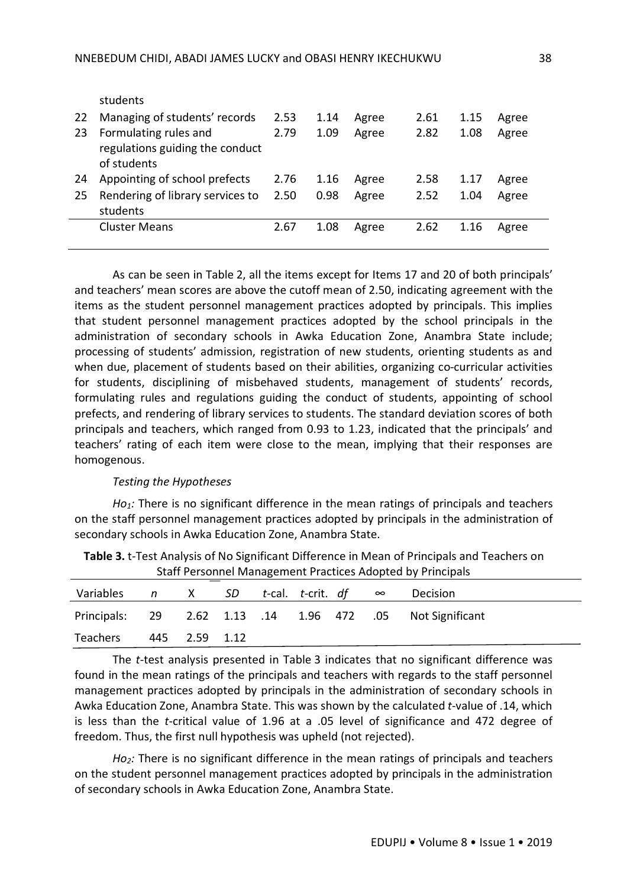| | students | | | | | | |
|---|---|---|---|---|---|---|---|
| 22 | Managing of students' records | 2.53 | 1.14 | Agree | 2.61 | 1.15 | Agree |
| 23 | Formulating rules and regulations guiding the conduct of students | 2.79 | 1.09 | Agree | 2.82 | 1.08 | Agree |
| 24 | Appointing of school prefects | 2.76 | 1.16 | Agree | 2.58 | 1.17 | Agree |
| 25 | Rendering of library services to students | 2.50 | 0.98 | Agree | 2.52 | 1.04 | Agree |
| | Cluster Means | 2.67 | 1.08 | Agree | 2.62 | 1.16 | Agree |

As can be seen in Table 2, all the items except for Items 17 and 20 of both principals' and teachers' mean scores are above the cutoff mean of 2.50, indicating agreement with the items as the student personnel management practices adopted by principals. This implies that student personnel management practices adopted by the school principals in the administration of secondary schools in Awka Education Zone, Anambra State include; processing of students' admission, registration of new students, orienting students as and when due, placement of students based on their abilities, organizing co-curricular activities for students, disciplining of misbehaved students, management of students' records, formulating rules and regulations guiding the conduct of students, appointing of school prefects, and rendering of library services to students. The standard deviation scores of both principals and teachers, which ranged from 0.93 to 1.23, indicated that the principals' and teachers' rating of each item were close to the mean, implying that their responses are homogenous.

*Testing the Hypotheses*

*$Ho_1$:* There is no significant difference in the mean ratings of principals and teachers on the staff personnel management practices adopted by principals in the administration of secondary schools in Awka Education Zone, Anambra State.

**Table 3.** t-Test Analysis of No Significant Difference in Mean of Principals and Teachers on Staff Personnel Management Practices Adopted by Principals

| Variables | *n* | $\overline{X}$ | *SD* | *t*-cal. | *t*-crit. | *df* | ∞ | Decision |
|---|---|---|---|---|---|---|---|---|
| Principals: | 29 | 2.62 | 1.13 | .14 | 1.96 | 472 | .05 | Not Significant |
| Teachers | 445 | 2.59 | 1.12 | | | | | |

The *t*-test analysis presented in Table 3 indicates that no significant difference was found in the mean ratings of the principals and teachers with regards to the staff personnel management practices adopted by principals in the administration of secondary schools in Awka Education Zone, Anambra State. This was shown by the calculated *t*-value of .14, which is less than the *t*-critical value of 1.96 at a .05 level of significance and 472 degree of freedom. Thus, the first null hypothesis was upheld (not rejected).

*$Ho_2$:* There is no significant difference in the mean ratings of principals and teachers on the student personnel management practices adopted by principals in the administration of secondary schools in Awka Education Zone, Anambra State.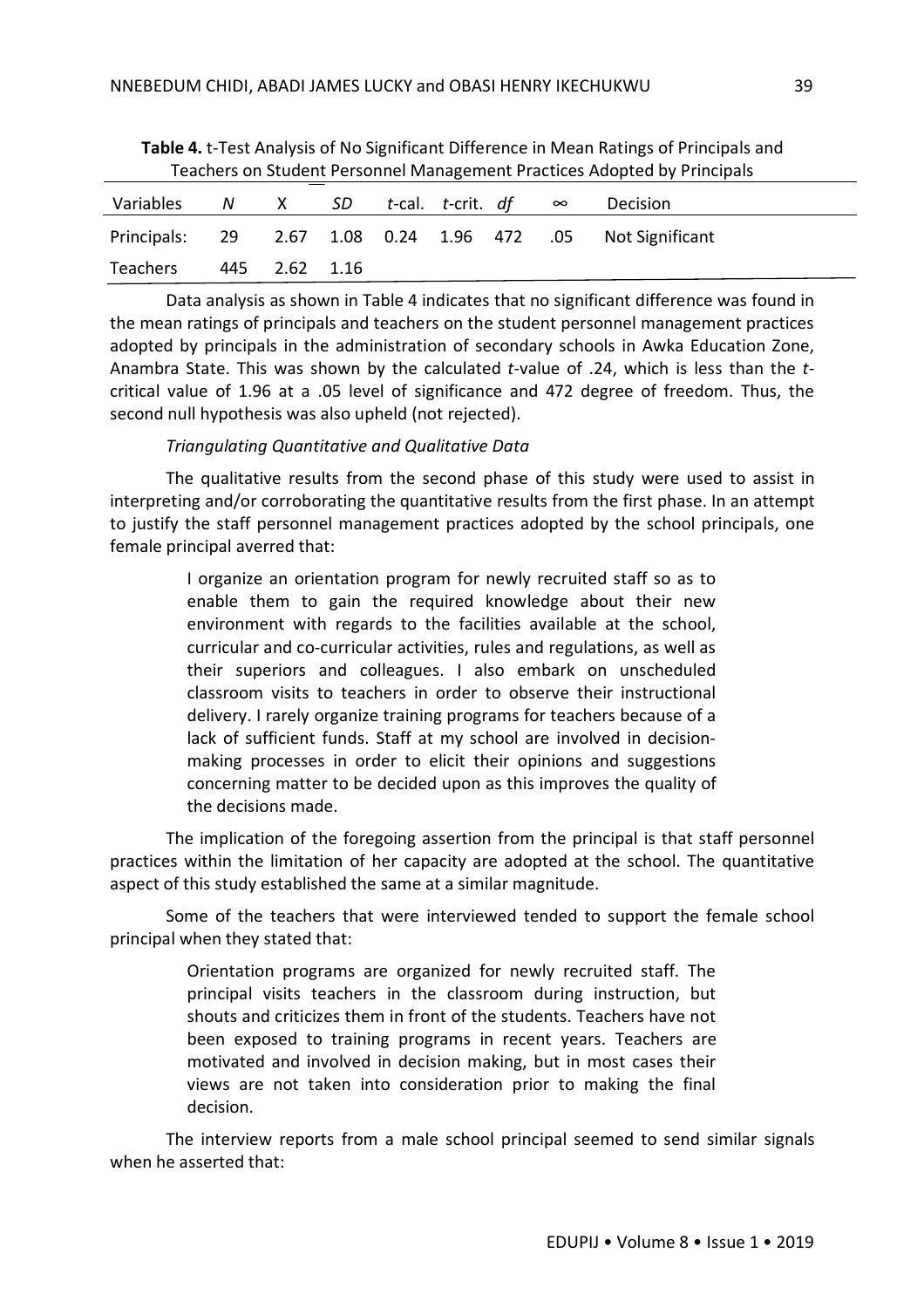**Table 4.** t-Test Analysis of No Significant Difference in Mean Ratings of Principals and Teachers on Student Personnel Management Practices Adopted by Principals

| Variables | *N* | $\bar{X}$ | *SD* | *t*-cal. | *t*-crit. | *df* | ∞ | Decision |
|---|---|---|---|---|---|---|---|---|
| Principals: | 29 | 2.67 | 1.08 | 0.24 | 1.96 | 472 | .05 | Not Significant |
| Teachers | 445 | 2.62 | 1.16 | | | | | |

Data analysis as shown in Table 4 indicates that no significant difference was found in the mean ratings of principals and teachers on the student personnel management practices adopted by principals in the administration of secondary schools in Awka Education Zone, Anambra State. This was shown by the calculated *t*-value of .24, which is less than the *t*-critical value of 1.96 at a .05 level of significance and 472 degree of freedom. Thus, the second null hypothesis was also upheld (not rejected).

*Triangulating Quantitative and Qualitative Data*

The qualitative results from the second phase of this study were used to assist in interpreting and/or corroborating the quantitative results from the first phase. In an attempt to justify the staff personnel management practices adopted by the school principals, one female principal averred that:

> I organize an orientation program for newly recruited staff so as to enable them to gain the required knowledge about their new environment with regards to the facilities available at the school, curricular and co-curricular activities, rules and regulations, as well as their superiors and colleagues. I also embark on unscheduled classroom visits to teachers in order to observe their instructional delivery. I rarely organize training programs for teachers because of a lack of sufficient funds. Staff at my school are involved in decision-making processes in order to elicit their opinions and suggestions concerning matter to be decided upon as this improves the quality of the decisions made.

The implication of the foregoing assertion from the principal is that staff personnel practices within the limitation of her capacity are adopted at the school. The quantitative aspect of this study established the same at a similar magnitude.

Some of the teachers that were interviewed tended to support the female school principal when they stated that:

> Orientation programs are organized for newly recruited staff. The principal visits teachers in the classroom during instruction, but shouts and criticizes them in front of the students. Teachers have not been exposed to training programs in recent years. Teachers are motivated and involved in decision making, but in most cases their views are not taken into consideration prior to making the final decision.

The interview reports from a male school principal seemed to send similar signals when he asserted that: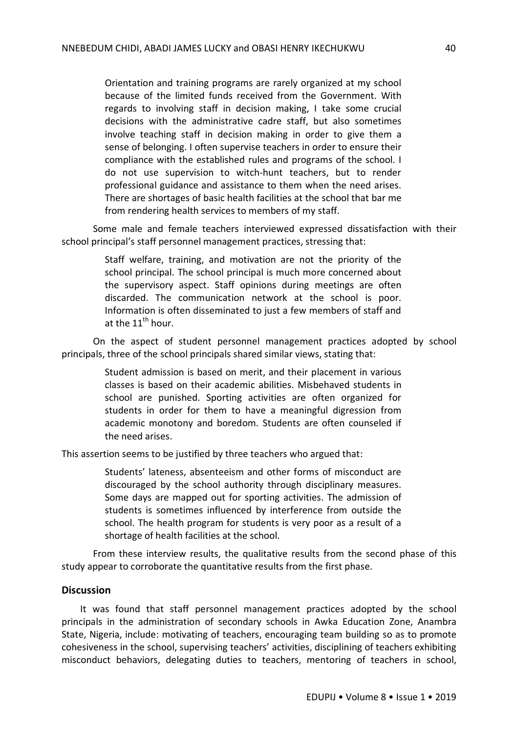> Orientation and training programs are rarely organized at my school because of the limited funds received from the Government. With regards to involving staff in decision making, I take some crucial decisions with the administrative cadre staff, but also sometimes involve teaching staff in decision making in order to give them a sense of belonging. I often supervise teachers in order to ensure their compliance with the established rules and programs of the school. I do not use supervision to witch-hunt teachers, but to render professional guidance and assistance to them when the need arises. There are shortages of basic health facilities at the school that bar me from rendering health services to members of my staff.

Some male and female teachers interviewed expressed dissatisfaction with their school principal's staff personnel management practices, stressing that:

> Staff welfare, training, and motivation are not the priority of the school principal. The school principal is much more concerned about the supervisory aspect. Staff opinions during meetings are often discarded. The communication network at the school is poor. Information is often disseminated to just a few members of staff and at the 11th hour.

On the aspect of student personnel management practices adopted by school principals, three of the school principals shared similar views, stating that:

> Student admission is based on merit, and their placement in various classes is based on their academic abilities. Misbehaved students in school are punished. Sporting activities are often organized for students in order for them to have a meaningful digression from academic monotony and boredom. Students are often counseled if the need arises.

This assertion seems to be justified by three teachers who argued that:

> Students' lateness, absenteeism and other forms of misconduct are discouraged by the school authority through disciplinary measures. Some days are mapped out for sporting activities. The admission of students is sometimes influenced by interference from outside the school. The health program for students is very poor as a result of a shortage of health facilities at the school.

From these interview results, the qualitative results from the second phase of this study appear to corroborate the quantitative results from the first phase.

### Discussion

It was found that staff personnel management practices adopted by the school principals in the administration of secondary schools in Awka Education Zone, Anambra State, Nigeria, include: motivating of teachers, encouraging team building so as to promote cohesiveness in the school, supervising teachers' activities, disciplining of teachers exhibiting misconduct behaviors, delegating duties to teachers, mentoring of teachers in school,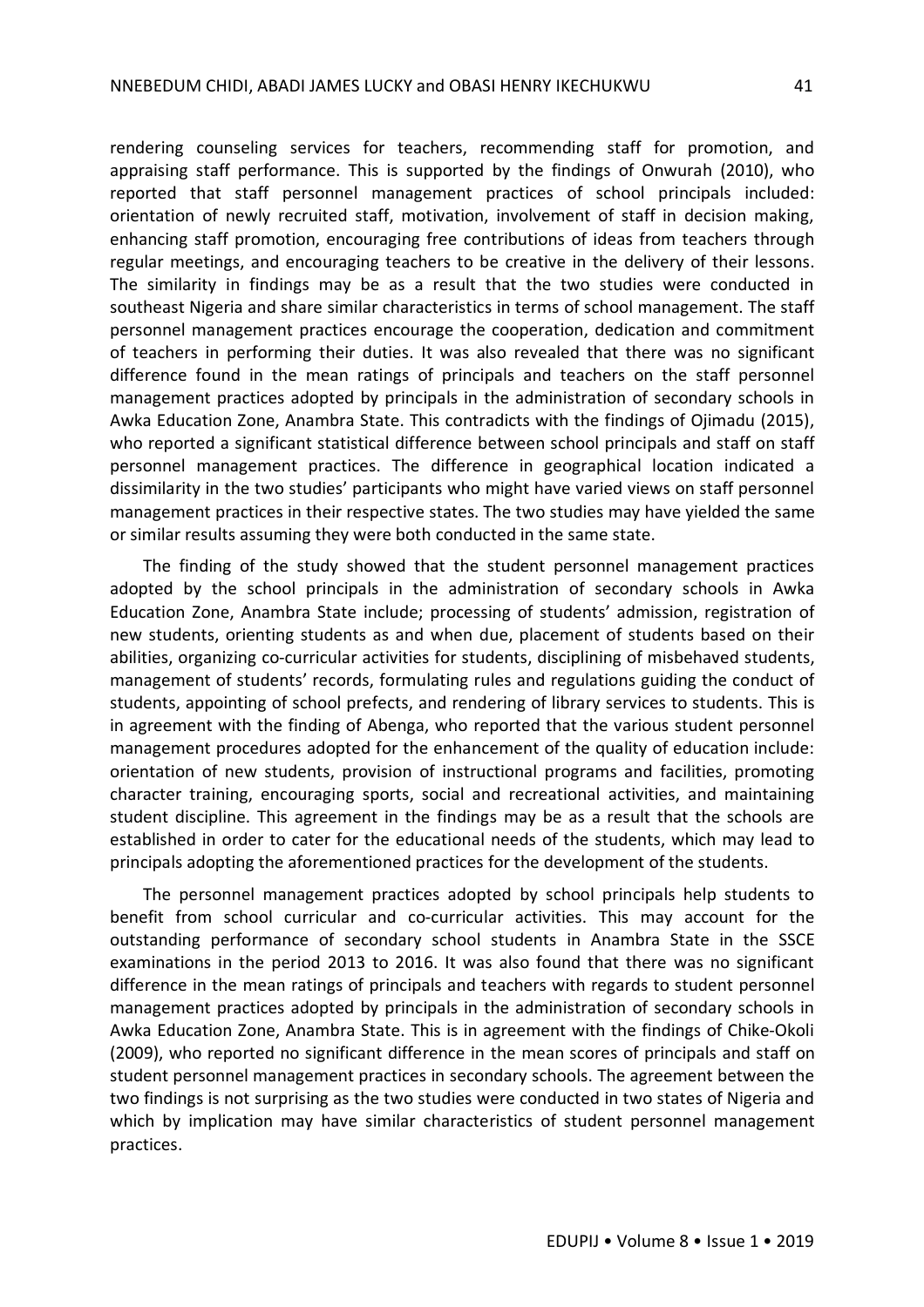rendering counseling services for teachers, recommending staff for promotion, and appraising staff performance. This is supported by the findings of Onwurah (2010), who reported that staff personnel management practices of school principals included: orientation of newly recruited staff, motivation, involvement of staff in decision making, enhancing staff promotion, encouraging free contributions of ideas from teachers through regular meetings, and encouraging teachers to be creative in the delivery of their lessons. The similarity in findings may be as a result that the two studies were conducted in southeast Nigeria and share similar characteristics in terms of school management. The staff personnel management practices encourage the cooperation, dedication and commitment of teachers in performing their duties. It was also revealed that there was no significant difference found in the mean ratings of principals and teachers on the staff personnel management practices adopted by principals in the administration of secondary schools in Awka Education Zone, Anambra State. This contradicts with the findings of Ojimadu (2015), who reported a significant statistical difference between school principals and staff on staff personnel management practices. The difference in geographical location indicated a dissimilarity in the two studies' participants who might have varied views on staff personnel management practices in their respective states. The two studies may have yielded the same or similar results assuming they were both conducted in the same state.

The finding of the study showed that the student personnel management practices adopted by the school principals in the administration of secondary schools in Awka Education Zone, Anambra State include; processing of students' admission, registration of new students, orienting students as and when due, placement of students based on their abilities, organizing co-curricular activities for students, disciplining of misbehaved students, management of students' records, formulating rules and regulations guiding the conduct of students, appointing of school prefects, and rendering of library services to students. This is in agreement with the finding of Abenga, who reported that the various student personnel management procedures adopted for the enhancement of the quality of education include: orientation of new students, provision of instructional programs and facilities, promoting character training, encouraging sports, social and recreational activities, and maintaining student discipline. This agreement in the findings may be as a result that the schools are established in order to cater for the educational needs of the students, which may lead to principals adopting the aforementioned practices for the development of the students.

The personnel management practices adopted by school principals help students to benefit from school curricular and co-curricular activities. This may account for the outstanding performance of secondary school students in Anambra State in the SSCE examinations in the period 2013 to 2016. It was also found that there was no significant difference in the mean ratings of principals and teachers with regards to student personnel management practices adopted by principals in the administration of secondary schools in Awka Education Zone, Anambra State. This is in agreement with the findings of Chike-Okoli (2009), who reported no significant difference in the mean scores of principals and staff on student personnel management practices in secondary schools. The agreement between the two findings is not surprising as the two studies were conducted in two states of Nigeria and which by implication may have similar characteristics of student personnel management practices.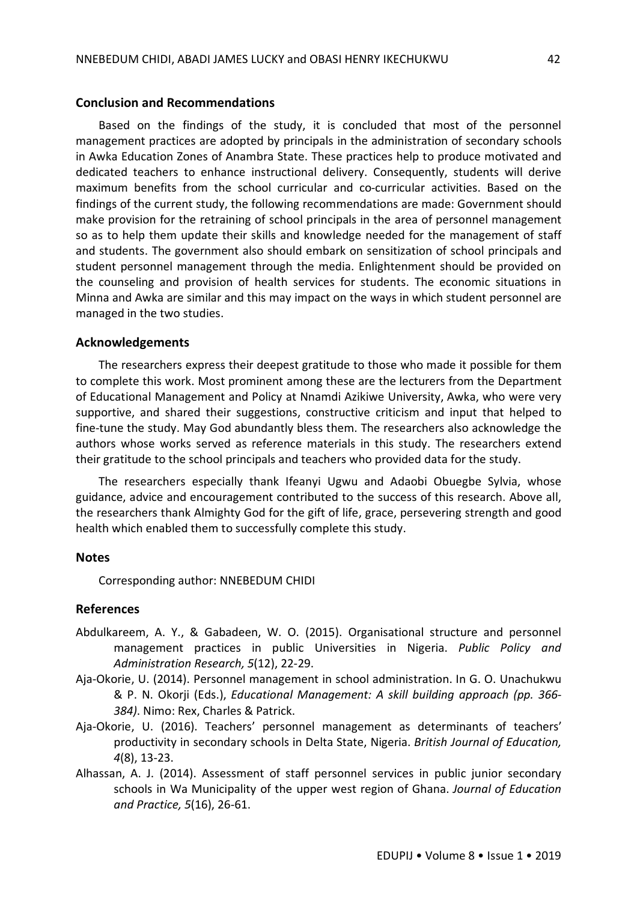## Conclusion and Recommendations

Based on the findings of the study, it is concluded that most of the personnel management practices are adopted by principals in the administration of secondary schools in Awka Education Zones of Anambra State. These practices help to produce motivated and dedicated teachers to enhance instructional delivery. Consequently, students will derive maximum benefits from the school curricular and co-curricular activities. Based on the findings of the current study, the following recommendations are made: Government should make provision for the retraining of school principals in the area of personnel management so as to help them update their skills and knowledge needed for the management of staff and students. The government also should embark on sensitization of school principals and student personnel management through the media. Enlightenment should be provided on the counseling and provision of health services for students. The economic situations in Minna and Awka are similar and this may impact on the ways in which student personnel are managed in the two studies.

## Acknowledgements

The researchers express their deepest gratitude to those who made it possible for them to complete this work. Most prominent among these are the lecturers from the Department of Educational Management and Policy at Nnamdi Azikiwe University, Awka, who were very supportive, and shared their suggestions, constructive criticism and input that helped to fine-tune the study. May God abundantly bless them. The researchers also acknowledge the authors whose works served as reference materials in this study. The researchers extend their gratitude to the school principals and teachers who provided data for the study.

The researchers especially thank Ifeanyi Ugwu and Adaobi Obuegbe Sylvia, whose guidance, advice and encouragement contributed to the success of this research. Above all, the researchers thank Almighty God for the gift of life, grace, persevering strength and good health which enabled them to successfully complete this study.

## Notes

Corresponding author: NNEBEDUM CHIDI

## References

Abdulkareem, A. Y., & Gabadeen, W. O. (2015). Organisational structure and personnel management practices in public Universities in Nigeria. *Public Policy and Administration Research, 5*(12), 22-29.

Aja-Okorie, U. (2014). Personnel management in school administration. In G. O. Unachukwu & P. N. Okorji (Eds.), *Educational Management: A skill building approach (pp. 366-384)*. Nimo: Rex, Charles & Patrick.

Aja-Okorie, U. (2016). Teachers' personnel management as determinants of teachers' productivity in secondary schools in Delta State, Nigeria. *British Journal of Education, 4*(8), 13-23.

Alhassan, A. J. (2014). Assessment of staff personnel services in public junior secondary schools in Wa Municipality of the upper west region of Ghana. *Journal of Education and Practice, 5*(16), 26-61.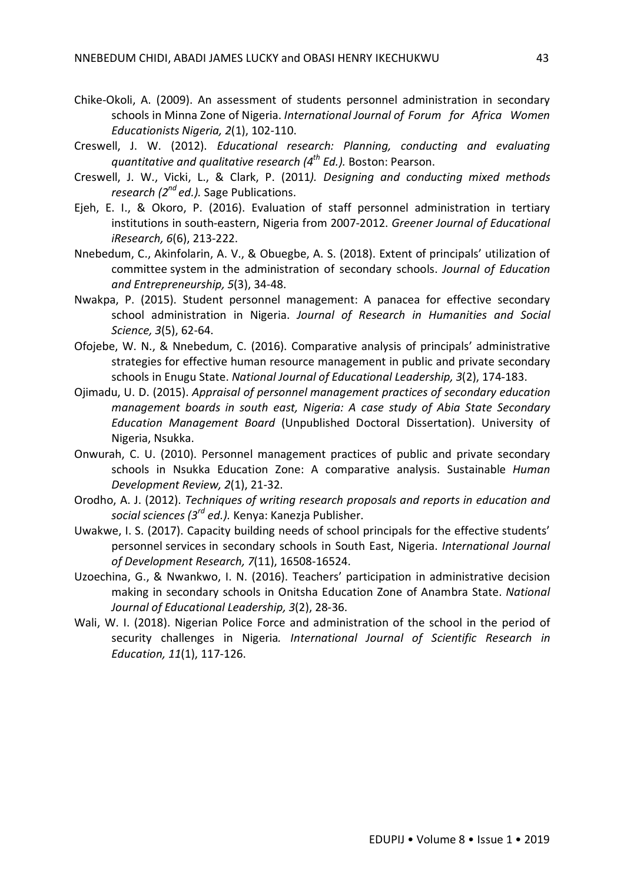Chike-Okoli, A. (2009). An assessment of students personnel administration in secondary schools in Minna Zone of Nigeria. *International Journal of Forum for Africa Women Educationists Nigeria, 2*(1), 102-110.

Creswell, J. W. (2012). *Educational research: Planning, conducting and evaluating quantitative and qualitative research (4th Ed.).* Boston: Pearson.

Creswell, J. W., Vicki, L., & Clark, P. (2011*). Designing and conducting mixed methods research (2nd ed.).* Sage Publications.

Ejeh, E. I., & Okoro, P. (2016). Evaluation of staff personnel administration in tertiary institutions in south-eastern, Nigeria from 2007-2012. *Greener Journal of Educational iResearch, 6*(6), 213-222.

Nnebedum, C., Akinfolarin, A. V., & Obuegbe, A. S. (2018). Extent of principals' utilization of committee system in the administration of secondary schools. *Journal of Education and Entrepreneurship, 5*(3), 34-48.

Nwakpa, P. (2015). Student personnel management: A panacea for effective secondary school administration in Nigeria. *Journal of Research in Humanities and Social Science, 3*(5), 62-64.

Ofojebe, W. N., & Nnebedum, C. (2016). Comparative analysis of principals' administrative strategies for effective human resource management in public and private secondary schools in Enugu State. *National Journal of Educational Leadership, 3*(2), 174-183.

Ojimadu, U. D. (2015). *Appraisal of personnel management practices of secondary education management boards in south east, Nigeria: A case study of Abia State Secondary Education Management Board* (Unpublished Doctoral Dissertation). University of Nigeria, Nsukka.

Onwurah, C. U. (2010). Personnel management practices of public and private secondary schools in Nsukka Education Zone: A comparative analysis. Sustainable *Human Development Review, 2*(1), 21-32.

Orodho, A. J. (2012). *Techniques of writing research proposals and reports in education and social sciences (3rd ed.).* Kenya: Kanezja Publisher.

Uwakwe, I. S. (2017). Capacity building needs of school principals for the effective students' personnel services in secondary schools in South East, Nigeria. *International Journal of Development Research, 7*(11), 16508-16524.

Uzoechina, G., & Nwankwo, I. N. (2016). Teachers' participation in administrative decision making in secondary schools in Onitsha Education Zone of Anambra State. *National Journal of Educational Leadership, 3*(2), 28-36.

Wali, W. I. (2018). Nigerian Police Force and administration of the school in the period of security challenges in Nigeria*. International Journal of Scientific Research in Education, 11*(1), 117-126.